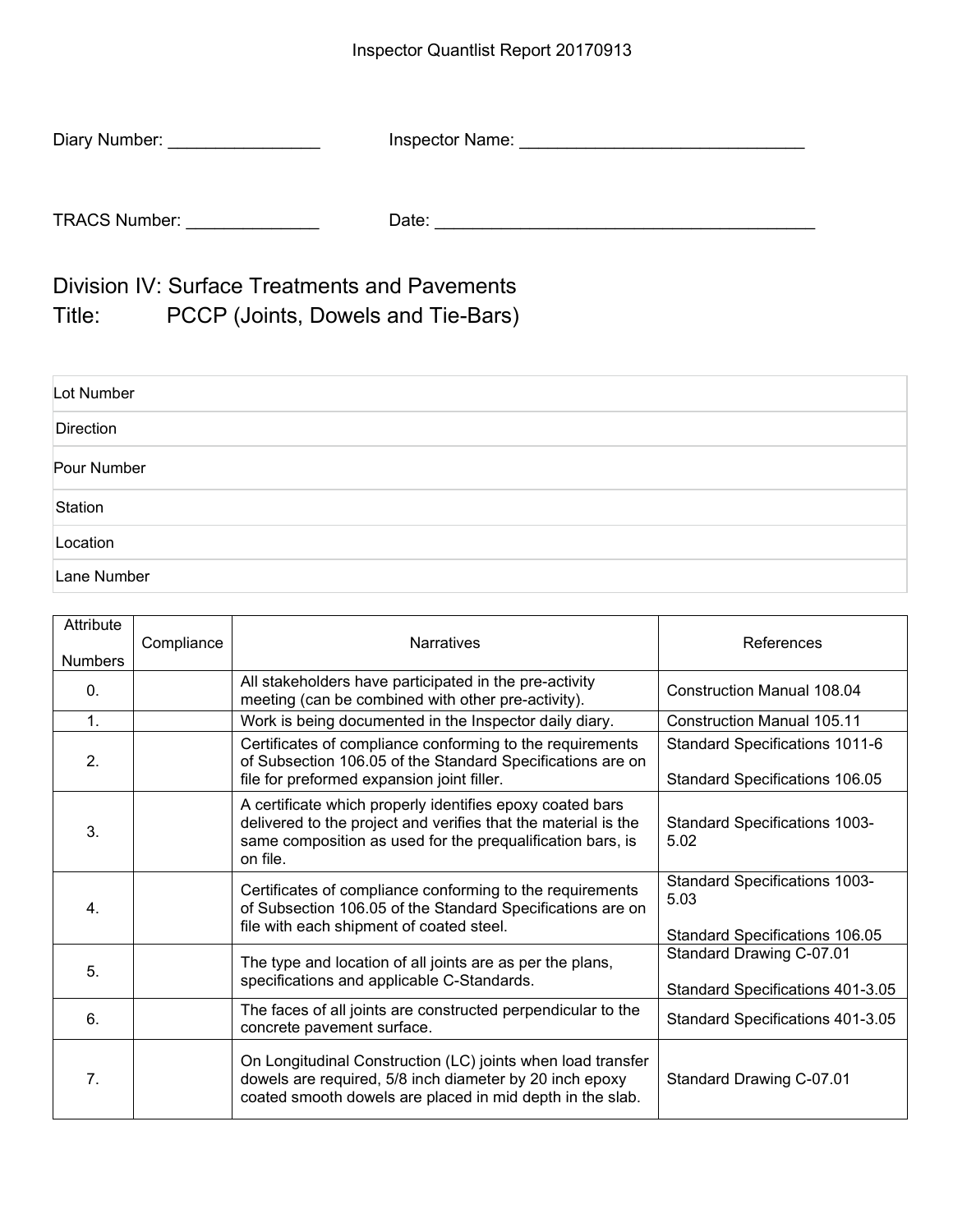Inspector Quantlist Report 20170913

Diary Number: ________________ Inspector Name: ______________________________

TRACS Number: ______________ Date: ________________________________________

## Division IV: Surface Treatments and Pavements
## Title: PCCP (Joints, Dowels and Tie-Bars)

| Lot Number |
|---|
| Direction |
| Pour Number |
| Station |
| Location |
| Lane Number |

| Attribute Numbers | Compliance | Narratives | References |
|---|---|---|---|
| 0. | | All stakeholders have participated in the pre-activity meeting (can be combined with other pre-activity). | Construction Manual 108.04 |
| 1. | | Work is being documented in the Inspector daily diary. | Construction Manual 105.11 |
| 2. | | Certificates of compliance conforming to the requirements of Subsection 106.05 of the Standard Specifications are on file for preformed expansion joint filler. | Standard Specifications 1011-6<br><br>Standard Specifications 106.05 |
| 3. | | A certificate which properly identifies epoxy coated bars delivered to the project and verifies that the material is the same composition as used for the prequalification bars, is on file. | Standard Specifications 1003-5.02 |
| 4. | | Certificates of compliance conforming to the requirements of Subsection 106.05 of the Standard Specifications are on file with each shipment of coated steel. | Standard Specifications 1003-5.03<br><br>Standard Specifications 106.05 |
| 5. | | The type and location of all joints are as per the plans, specifications and applicable C-Standards. | Standard Drawing C-07.01<br><br>Standard Specifications 401-3.05 |
| 6. | | The faces of all joints are constructed perpendicular to the concrete pavement surface. | Standard Specifications 401-3.05 |
| 7. | | On Longitudinal Construction (LC) joints when load transfer dowels are required, 5/8 inch diameter by 20 inch epoxy coated smooth dowels are placed in mid depth in the slab. | Standard Drawing C-07.01 |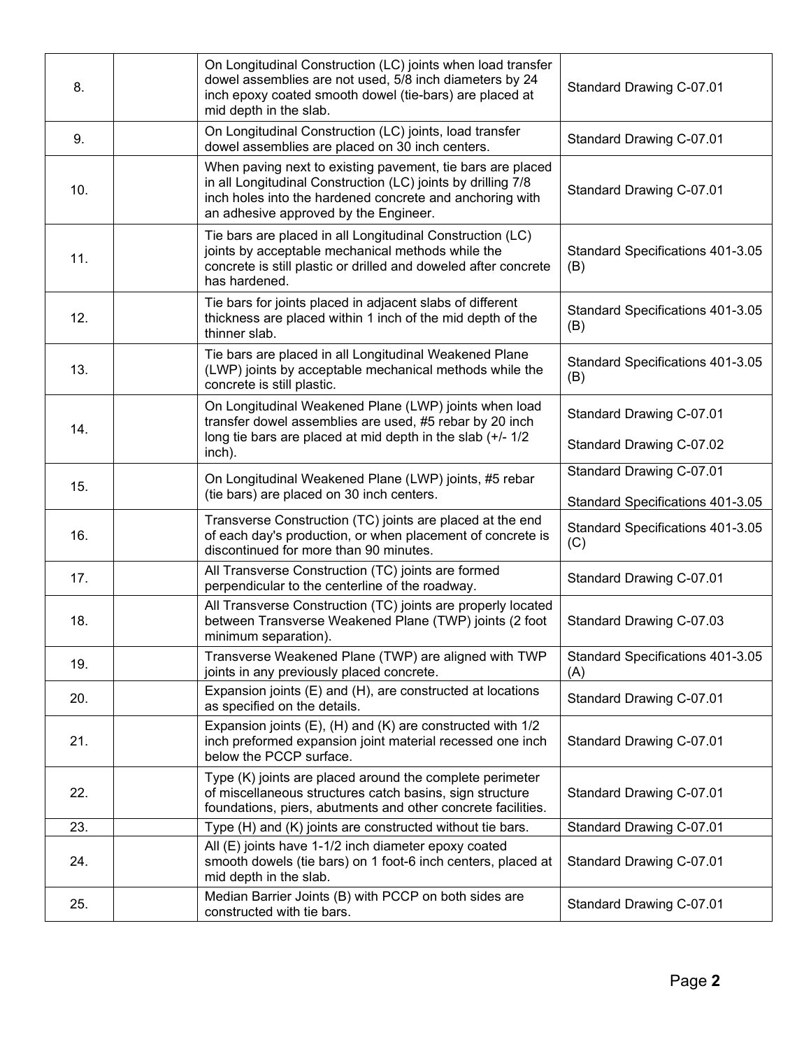| | | | |
|---|---|---|---|
| 8. | | On Longitudinal Construction (LC) joints when load transfer dowel assemblies are not used, 5/8 inch diameters by 24 inch epoxy coated smooth dowel (tie-bars) are placed at mid depth in the slab. | Standard Drawing C-07.01 |
| 9. | | On Longitudinal Construction (LC) joints, load transfer dowel assemblies are placed on 30 inch centers. | Standard Drawing C-07.01 |
| 10. | | When paving next to existing pavement, tie bars are placed in all Longitudinal Construction (LC) joints by drilling 7/8 inch holes into the hardened concrete and anchoring with an adhesive approved by the Engineer. | Standard Drawing C-07.01 |
| 11. | | Tie bars are placed in all Longitudinal Construction (LC) joints by acceptable mechanical methods while the concrete is still plastic or drilled and doweled after concrete has hardened. | Standard Specifications 401-3.05 (B) |
| 12. | | Tie bars for joints placed in adjacent slabs of different thickness are placed within 1 inch of the mid depth of the thinner slab. | Standard Specifications 401-3.05 (B) |
| 13. | | Tie bars are placed in all Longitudinal Weakened Plane (LWP) joints by acceptable mechanical methods while the concrete is still plastic. | Standard Specifications 401-3.05 (B) |
| 14. | | On Longitudinal Weakened Plane (LWP) joints when load transfer dowel assemblies are used, #5 rebar by 20 inch long tie bars are placed at mid depth in the slab (+/- 1/2 inch). | Standard Drawing C-07.01<br>Standard Drawing C-07.02 |
| 15. | | On Longitudinal Weakened Plane (LWP) joints, #5 rebar (tie bars) are placed on 30 inch centers. | Standard Drawing C-07.01<br>Standard Specifications 401-3.05 |
| 16. | | Transverse Construction (TC) joints are placed at the end of each day's production, or when placement of concrete is discontinued for more than 90 minutes. | Standard Specifications 401-3.05 (C) |
| 17. | | All Transverse Construction (TC) joints are formed perpendicular to the centerline of the roadway. | Standard Drawing C-07.01 |
| 18. | | All Transverse Construction (TC) joints are properly located between Transverse Weakened Plane (TWP) joints (2 foot minimum separation). | Standard Drawing C-07.03 |
| 19. | | Transverse Weakened Plane (TWP) are aligned with TWP joints in any previously placed concrete. | Standard Specifications 401-3.05 (A) |
| 20. | | Expansion joints (E) and (H), are constructed at locations as specified on the details. | Standard Drawing C-07.01 |
| 21. | | Expansion joints (E), (H) and (K) are constructed with 1/2 inch preformed expansion joint material recessed one inch below the PCCP surface. | Standard Drawing C-07.01 |
| 22. | | Type (K) joints are placed around the complete perimeter of miscellaneous structures catch basins, sign structure foundations, piers, abutments and other concrete facilities. | Standard Drawing C-07.01 |
| 23. | | Type (H) and (K) joints are constructed without tie bars. | Standard Drawing C-07.01 |
| 24. | | All (E) joints have 1-1/2 inch diameter epoxy coated smooth dowels (tie bars) on 1 foot-6 inch centers, placed at mid depth in the slab. | Standard Drawing C-07.01 |
| 25. | | Median Barrier Joints (B) with PCCP on both sides are constructed with tie bars. | Standard Drawing C-07.01 |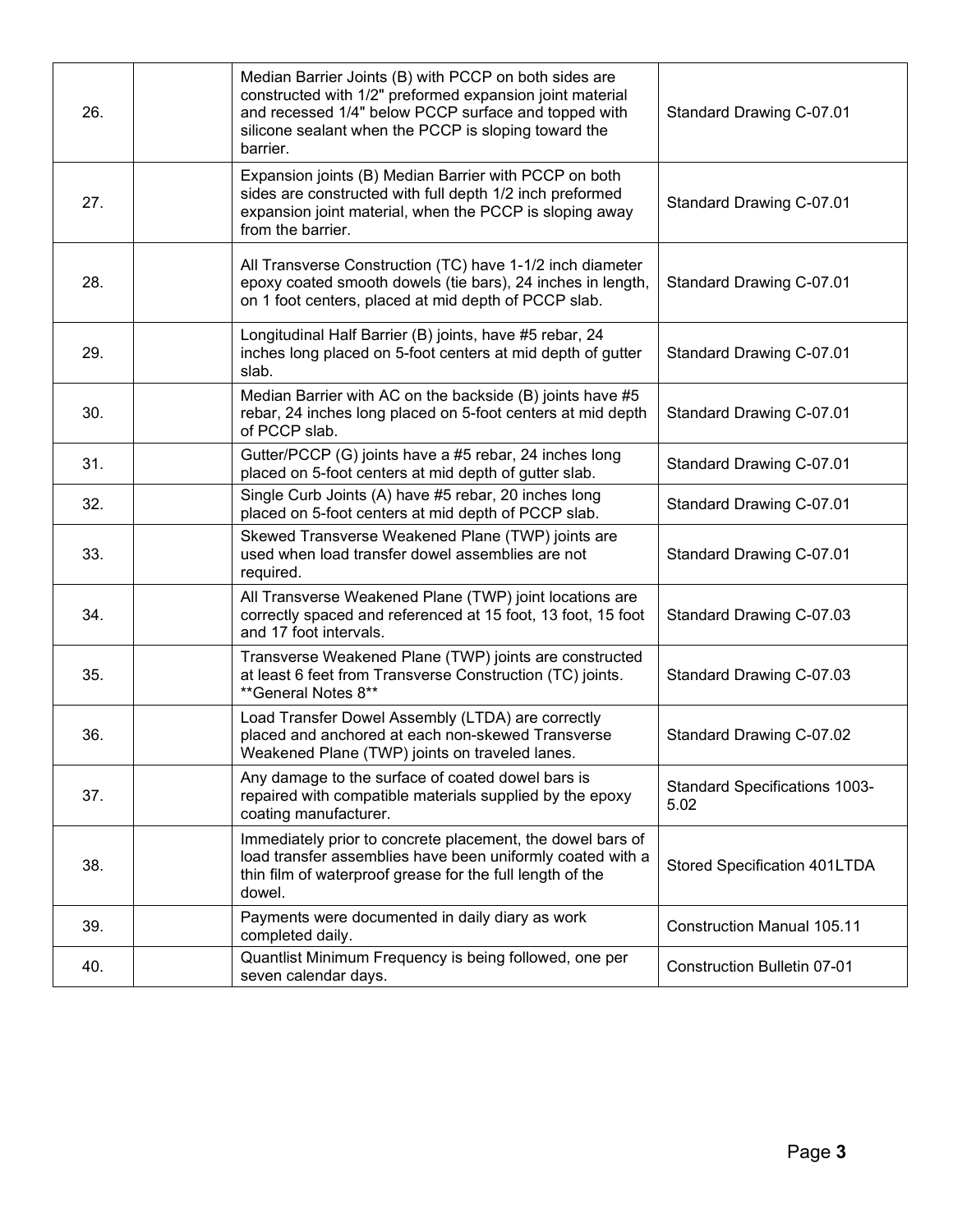| | | | |
|---|---|---|---|
| 26. | | Median Barrier Joints (B) with PCCP on both sides are constructed with 1/2" preformed expansion joint material and recessed 1/4" below PCCP surface and topped with silicone sealant when the PCCP is sloping toward the barrier. | Standard Drawing C-07.01 |
| 27. | | Expansion joints (B) Median Barrier with PCCP on both sides are constructed with full depth 1/2 inch preformed expansion joint material, when the PCCP is sloping away from the barrier. | Standard Drawing C-07.01 |
| 28. | | All Transverse Construction (TC) have 1-1/2 inch diameter epoxy coated smooth dowels (tie bars), 24 inches in length, on 1 foot centers, placed at mid depth of PCCP slab. | Standard Drawing C-07.01 |
| 29. | | Longitudinal Half Barrier (B) joints, have #5 rebar, 24 inches long placed on 5-foot centers at mid depth of gutter slab. | Standard Drawing C-07.01 |
| 30. | | Median Barrier with AC on the backside (B) joints have #5 rebar, 24 inches long placed on 5-foot centers at mid depth of PCCP slab. | Standard Drawing C-07.01 |
| 31. | | Gutter/PCCP (G) joints have a #5 rebar, 24 inches long placed on 5-foot centers at mid depth of gutter slab. | Standard Drawing C-07.01 |
| 32. | | Single Curb Joints (A) have #5 rebar, 20 inches long placed on 5-foot centers at mid depth of PCCP slab. | Standard Drawing C-07.01 |
| 33. | | Skewed Transverse Weakened Plane (TWP) joints are used when load transfer dowel assemblies are not required. | Standard Drawing C-07.01 |
| 34. | | All Transverse Weakened Plane (TWP) joint locations are correctly spaced and referenced at 15 foot, 13 foot, 15 foot and 17 foot intervals. | Standard Drawing C-07.03 |
| 35. | | Transverse Weakened Plane (TWP) joints are constructed at least 6 feet from Transverse Construction (TC) joints. **General Notes 8** | Standard Drawing C-07.03 |
| 36. | | Load Transfer Dowel Assembly (LTDA) are correctly placed and anchored at each non-skewed Transverse Weakened Plane (TWP) joints on traveled lanes. | Standard Drawing C-07.02 |
| 37. | | Any damage to the surface of coated dowel bars is repaired with compatible materials supplied by the epoxy coating manufacturer. | Standard Specifications 1003-5.02 |
| 38. | | Immediately prior to concrete placement, the dowel bars of load transfer assemblies have been uniformly coated with a thin film of waterproof grease for the full length of the dowel. | Stored Specification 401LTDA |
| 39. | | Payments were documented in daily diary as work completed daily. | Construction Manual 105.11 |
| 40. | | Quantlist Minimum Frequency is being followed, one per seven calendar days. | Construction Bulletin 07-01 |